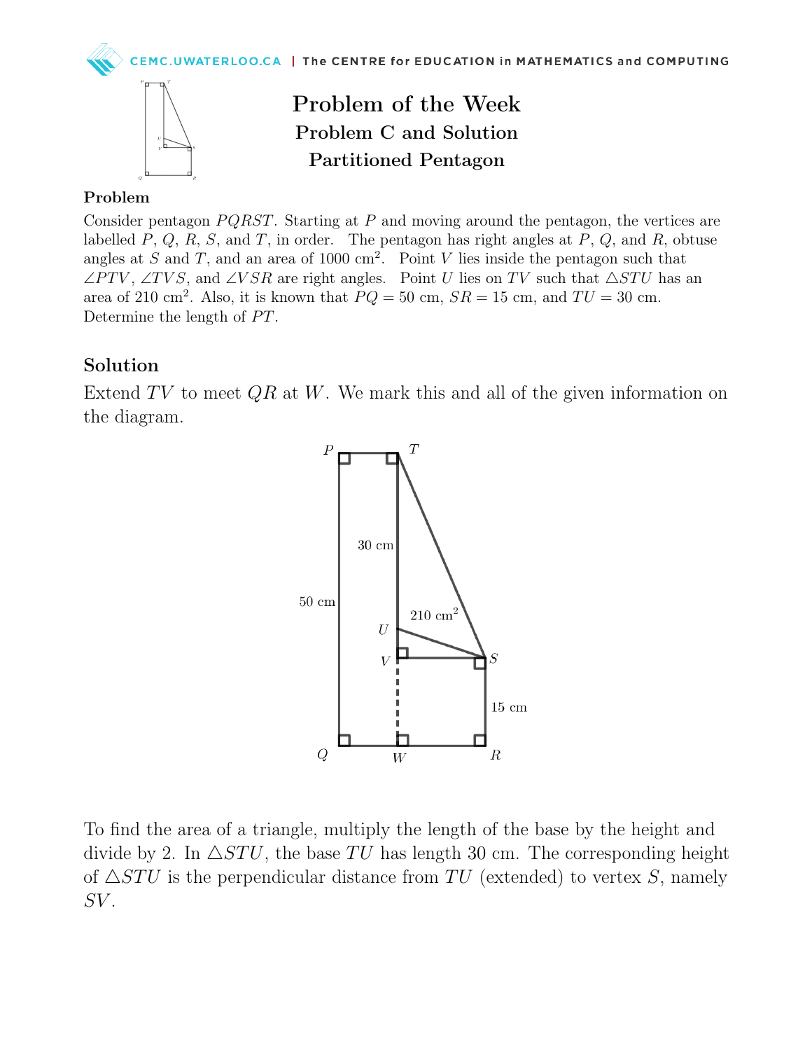# Problem of the Week

## Problem C and Solution

## Partitioned Pentagon

### Problem

Consider pentagon $PQRST$. Starting at $P$ and moving around the pentagon, the vertices are labelled $P$, $Q$, $R$, $S$, and $T$, in order. The pentagon has right angles at $P$, $Q$, and $R$, obtuse angles at $S$ and $T$, and an area of 1000 cm$^2$. Point $V$ lies inside the pentagon such that $\angle PTV$, $\angle TVS$, and $\angle VSR$ are right angles. Point $U$ lies on $TV$ such that $\triangle STU$ has an area of 210 cm$^2$. Also, it is known that $PQ = 50$ cm, $SR = 15$ cm, and $TU = 30$ cm. Determine the length of $PT$.

## Solution

Extend $TV$ to meet $QR$ at $W$. We mark this and all of the given information on the diagram.

To find the area of a triangle, multiply the length of the base by the height and divide by 2. In $\triangle STU$, the base $TU$ has length 30 cm. The corresponding height of $\triangle STU$ is the perpendicular distance from $TU$ (extended) to vertex $S$, namely $SV$.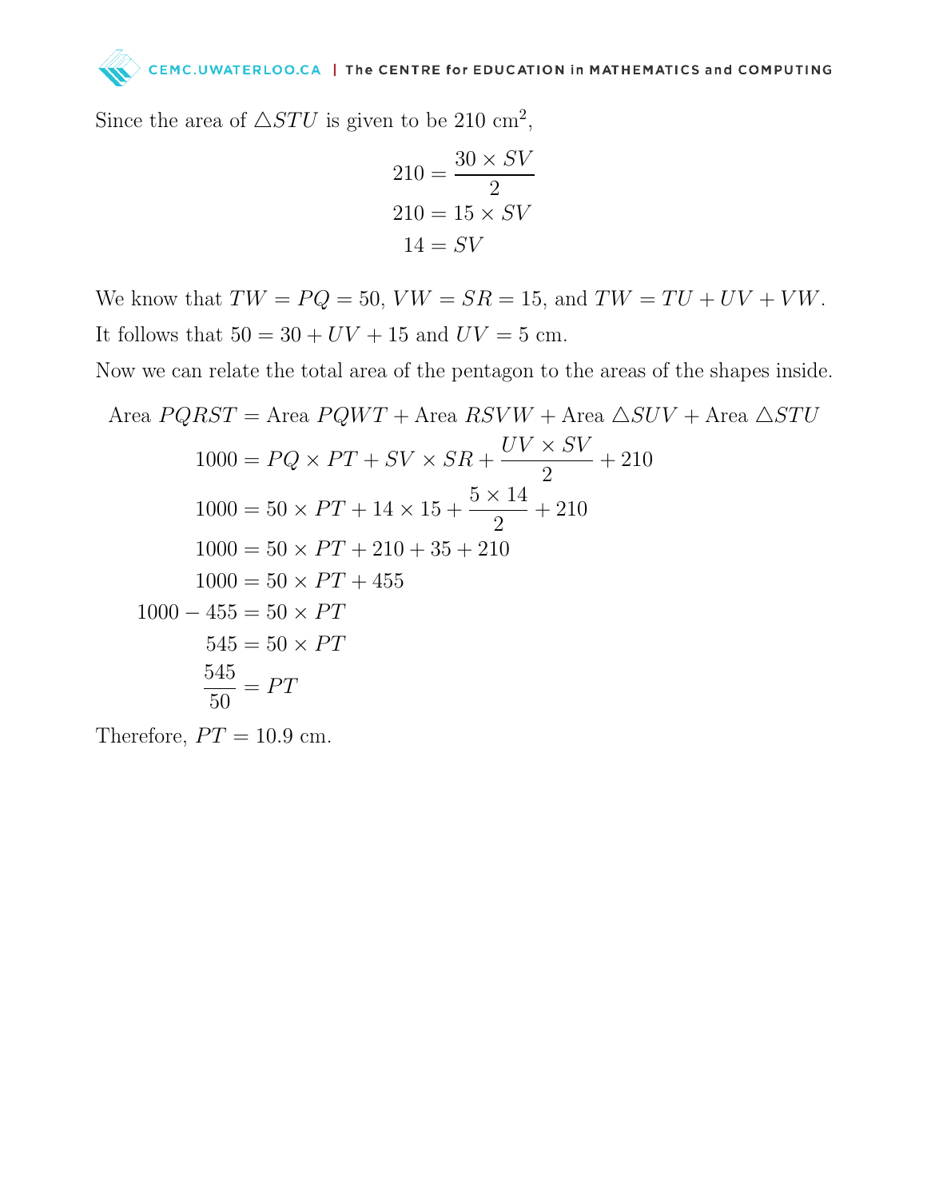Since the area of $\triangle STU$ is given to be 210 cm$^2$,

$$\begin{aligned}
210 &= \frac{30 \times SV}{2} \\
210 &= 15 \times SV \\
14 &= SV
\end{aligned}$$

We know that $TW = PQ = 50$, $VW = SR = 15$, and $TW = TU + UV + VW$.

It follows that $50 = 30 + UV + 15$ and $UV = 5$ cm.

Now we can relate the total area of the pentagon to the areas of the shapes inside.

$$\begin{aligned}
\text{Area } PQRST &= \text{Area } PQWT + \text{Area } RSVW + \text{Area } \triangle SUV + \text{Area } \triangle STU \\
1000 &= PQ \times PT + SV \times SR + \frac{UV \times SV}{2} + 210 \\
1000 &= 50 \times PT + 14 \times 15 + \frac{5 \times 14}{2} + 210 \\
1000 &= 50 \times PT + 210 + 35 + 210 \\
1000 &= 50 \times PT + 455 \\
1000 - 455 &= 50 \times PT \\
545 &= 50 \times PT \\
\frac{545}{50} &= PT
\end{aligned}$$

Therefore, $PT = 10.9$ cm.